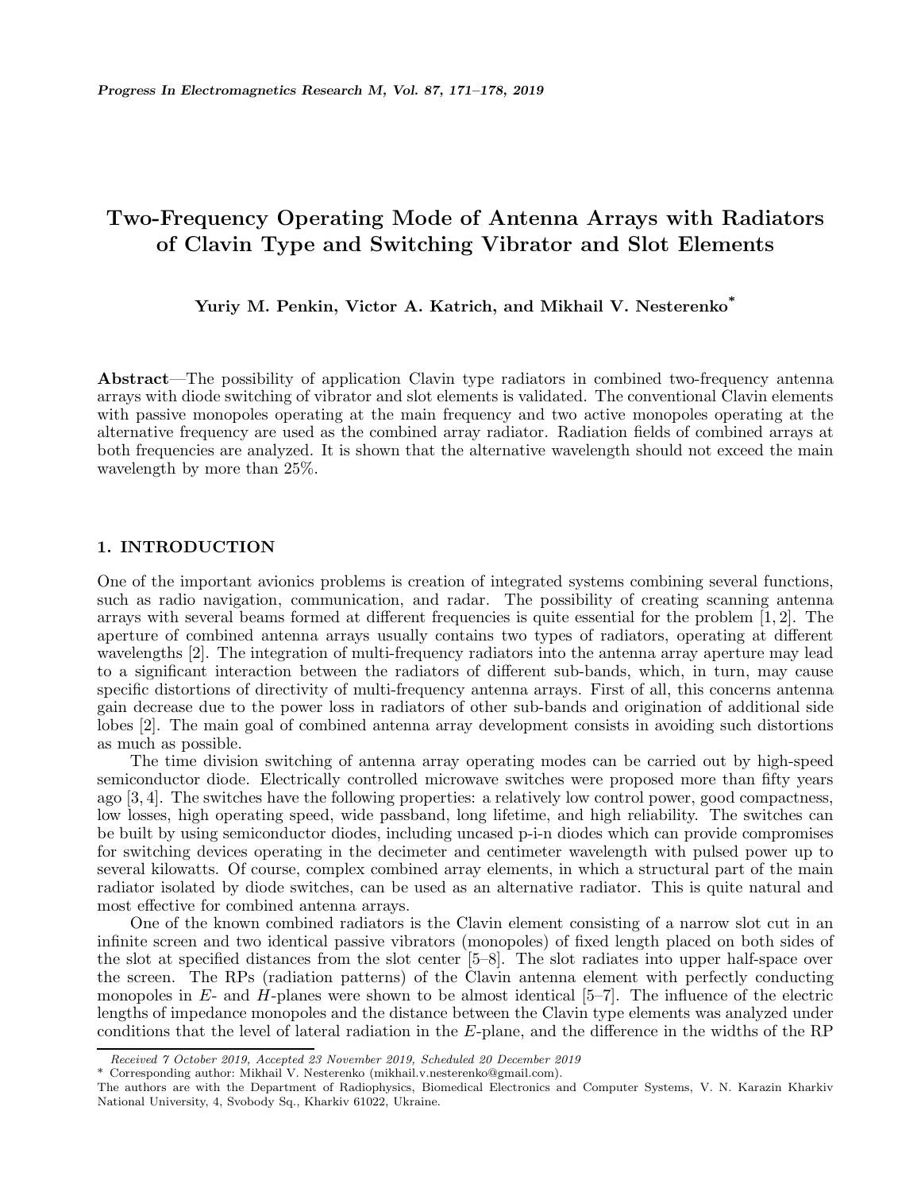# Two-Frequency Operating Mode of Antenna Arrays with Radiators of Clavin Type and Switching Vibrator and Slot Elements

**Yuriy M. Penkin, Victor A. Katrich, and Mikhail V. Nesterenko***

**Abstract**—The possibility of application Clavin type radiators in combined two-frequency antenna arrays with diode switching of vibrator and slot elements is validated. The conventional Clavin elements with passive monopoles operating at the main frequency and two active monopoles operating at the alternative frequency are used as the combined array radiator. Radiation fields of combined arrays at both frequencies are analyzed. It is shown that the alternative wavelength should not exceed the main wavelength by more than 25%.

## 1. INTRODUCTION

One of the important avionics problems is creation of integrated systems combining several functions, such as radio navigation, communication, and radar. The possibility of creating scanning antenna arrays with several beams formed at different frequencies is quite essential for the problem [1, 2]. The aperture of combined antenna arrays usually contains two types of radiators, operating at different wavelengths [2]. The integration of multi-frequency radiators into the antenna array aperture may lead to a significant interaction between the radiators of different sub-bands, which, in turn, may cause specific distortions of directivity of multi-frequency antenna arrays. First of all, this concerns antenna gain decrease due to the power loss in radiators of other sub-bands and origination of additional side lobes [2]. The main goal of combined antenna array development consists in avoiding such distortions as much as possible.

The time division switching of antenna array operating modes can be carried out by high-speed semiconductor diode. Electrically controlled microwave switches were proposed more than fifty years ago [3, 4]. The switches have the following properties: a relatively low control power, good compactness, low losses, high operating speed, wide passband, long lifetime, and high reliability. The switches can be built by using semiconductor diodes, including uncased p-i-n diodes which can provide compromises for switching devices operating in the decimeter and centimeter wavelength with pulsed power up to several kilowatts. Of course, complex combined array elements, in which a structural part of the main radiator isolated by diode switches, can be used as an alternative radiator. This is quite natural and most effective for combined antenna arrays.

One of the known combined radiators is the Clavin element consisting of a narrow slot cut in an infinite screen and two identical passive vibrators (monopoles) of fixed length placed on both sides of the slot at specified distances from the slot center [5–8]. The slot radiates into upper half-space over the screen. The RPs (radiation patterns) of the Clavin antenna element with perfectly conducting monopoles in $E$- and $H$-planes were shown to be almost identical [5–7]. The influence of the electric lengths of impedance monopoles and the distance between the Clavin type elements was analyzed under conditions that the level of lateral radiation in the $E$-plane, and the difference in the widths of the RP

*Received 7 October 2019, Accepted 23 November 2019, Scheduled 20 December 2019*

\* Corresponding author: Mikhail V. Nesterenko (mikhail.v.nesterenko@gmail.com).

The authors are with the Department of Radiophysics, Biomedical Electronics and Computer Systems, V. N. Karazin Kharkiv National University, 4, Svobody Sq., Kharkiv 61022, Ukraine.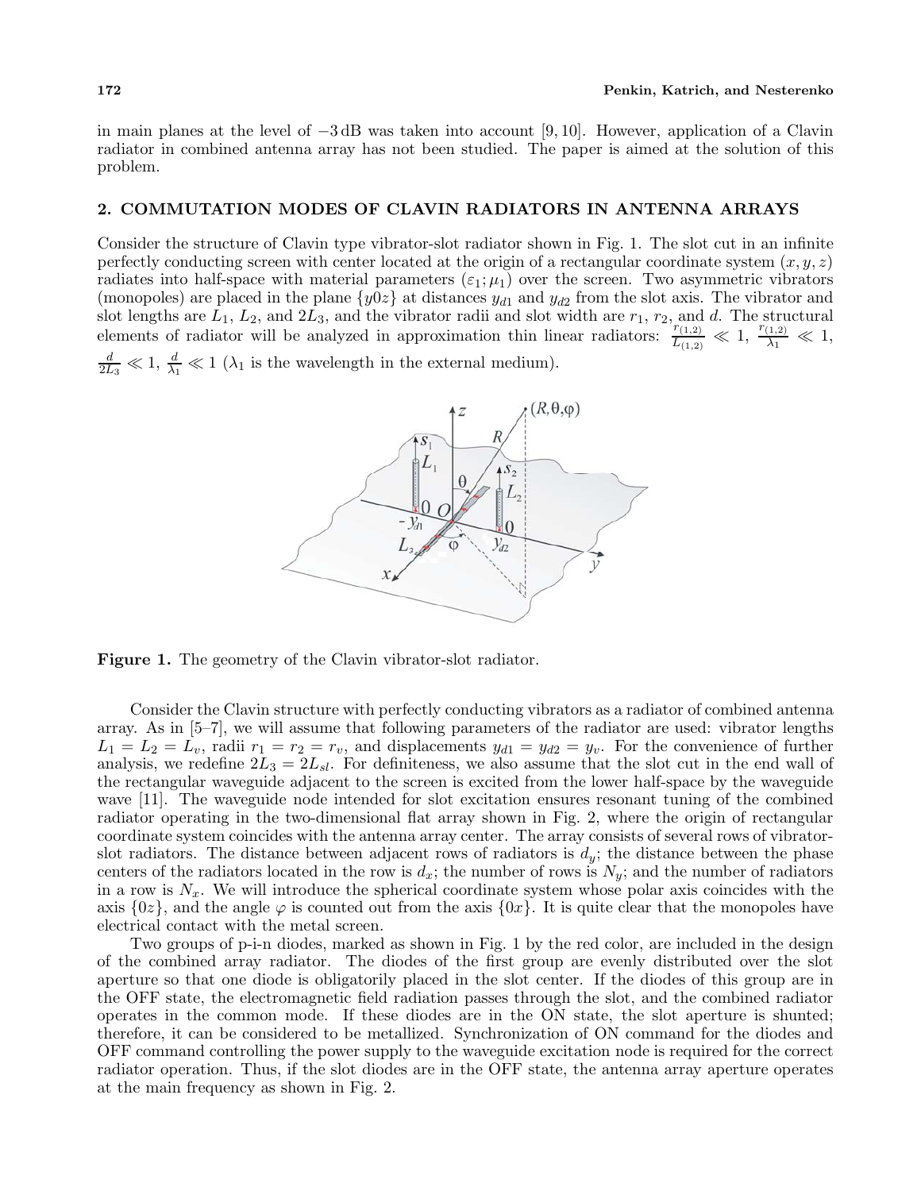in main planes at the level of −3 dB was taken into account [9, 10]. However, application of a Clavin radiator in combined antenna array has not been studied. The paper is aimed at the solution of this problem.

## 2. COMMUTATION MODES OF CLAVIN RADIATORS IN ANTENNA ARRAYS

Consider the structure of Clavin type vibrator-slot radiator shown in Fig. 1. The slot cut in an infinite perfectly conducting screen with center located at the origin of a rectangular coordinate system $(x, y, z)$ radiates into half-space with material parameters $(\varepsilon_1; \mu_1)$ over the screen. Two asymmetric vibrators (monopoles) are placed in the plane $\{y0z\}$ at distances $y_{d1}$ and $y_{d2}$ from the slot axis. The vibrator and slot lengths are $L_1$, $L_2$, and $2L_3$, and the vibrator radii and slot width are $r_1$, $r_2$, and $d$. The structural elements of radiator will be analyzed in approximation thin linear radiators: $\frac{r_{(1,2)}}{L_{(1,2)}} \ll 1$, $\frac{r_{(1,2)}}{\lambda_1} \ll 1$, $\frac{d}{2L_3} \ll 1$, $\frac{d}{\lambda_1} \ll 1$ ($\lambda_1$ is the wavelength in the external medium).

**Figure 1.** The geometry of the Clavin vibrator-slot radiator.

Consider the Clavin structure with perfectly conducting vibrators as a radiator of combined antenna array. As in [5–7], we will assume that following parameters of the radiator are used: vibrator lengths $L_1 = L_2 = L_v$, radii $r_1 = r_2 = r_v$, and displacements $y_{d1} = y_{d2} = y_v$. For the convenience of further analysis, we redefine $2L_3 = 2L_{sl}$. For definiteness, we also assume that the slot cut in the end wall of the rectangular waveguide adjacent to the screen is excited from the lower half-space by the waveguide wave [11]. The waveguide node intended for slot excitation ensures resonant tuning of the combined radiator operating in the two-dimensional flat array shown in Fig. 2, where the origin of rectangular coordinate system coincides with the antenna array center. The array consists of several rows of vibrator-slot radiators. The distance between adjacent rows of radiators is $d_y$; the distance between the phase centers of the radiators located in the row is $d_x$; the number of rows is $N_y$; and the number of radiators in a row is $N_x$. We will introduce the spherical coordinate system whose polar axis coincides with the axis $\{0z\}$, and the angle $\varphi$ is counted out from the axis $\{0x\}$. It is quite clear that the monopoles have electrical contact with the metal screen.

Two groups of p-i-n diodes, marked as shown in Fig. 1 by the red color, are included in the design of the combined array radiator. The diodes of the first group are evenly distributed over the slot aperture so that one diode is obligatorily placed in the slot center. If the diodes of this group are in the OFF state, the electromagnetic field radiation passes through the slot, and the combined radiator operates in the common mode. If these diodes are in the ON state, the slot aperture is shunted; therefore, it can be considered to be metallized. Synchronization of ON command for the diodes and OFF command controlling the power supply to the waveguide excitation node is required for the correct radiator operation. Thus, if the slot diodes are in the OFF state, the antenna array aperture operates at the main frequency as shown in Fig. 2.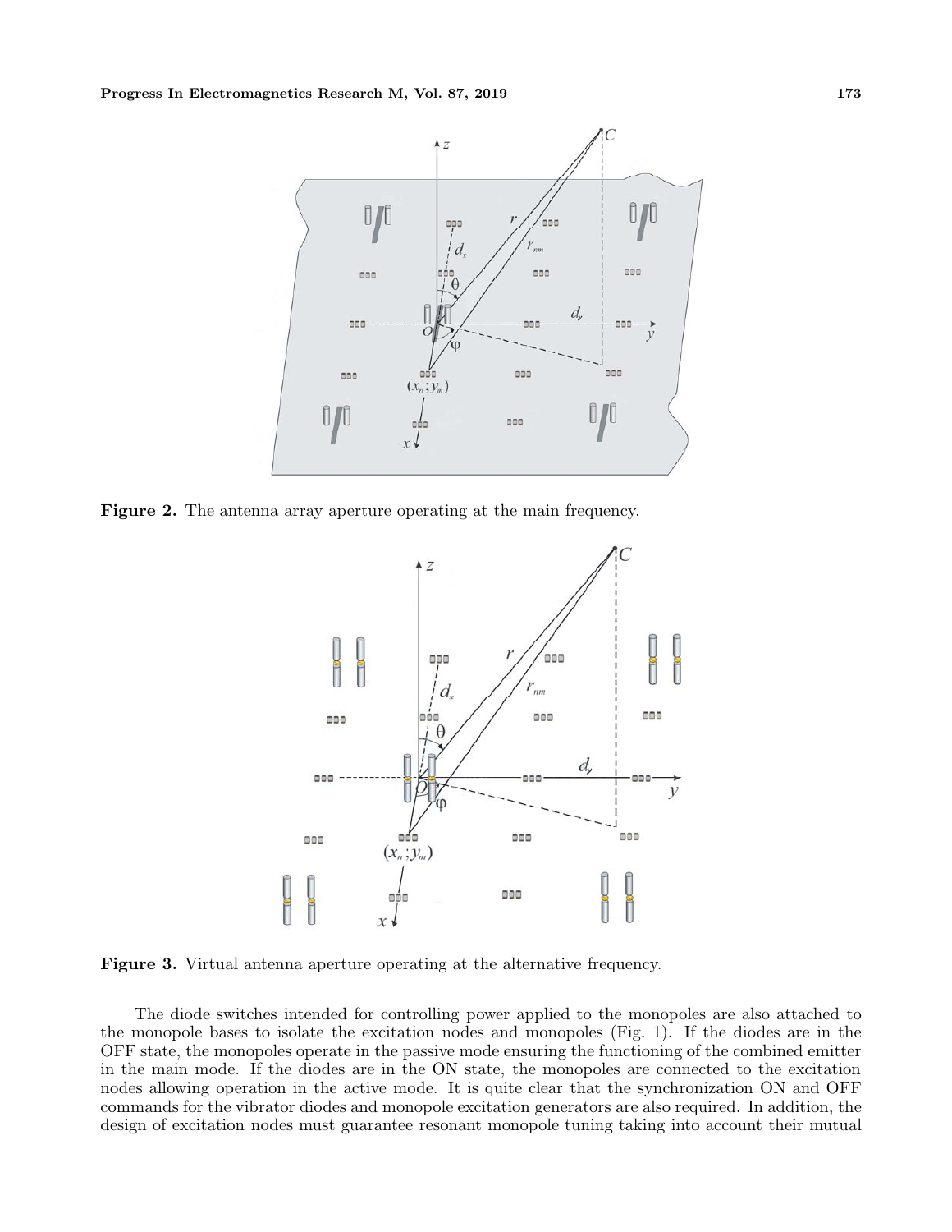**Figure 2.** The antenna array aperture operating at the main frequency.

**Figure 3.** Virtual antenna aperture operating at the alternative frequency.

The diode switches intended for controlling power applied to the monopoles are also attached to the monopole bases to isolate the excitation nodes and monopoles (Fig. 1). If the diodes are in the OFF state, the monopoles operate in the passive mode ensuring the functioning of the combined emitter in the main mode. If the diodes are in the ON state, the monopoles are connected to the excitation nodes allowing operation in the active mode. It is quite clear that the synchronization ON and OFF commands for the vibrator diodes and monopole excitation generators are also required. In addition, the design of excitation nodes must guarantee resonant monopole tuning taking into account their mutual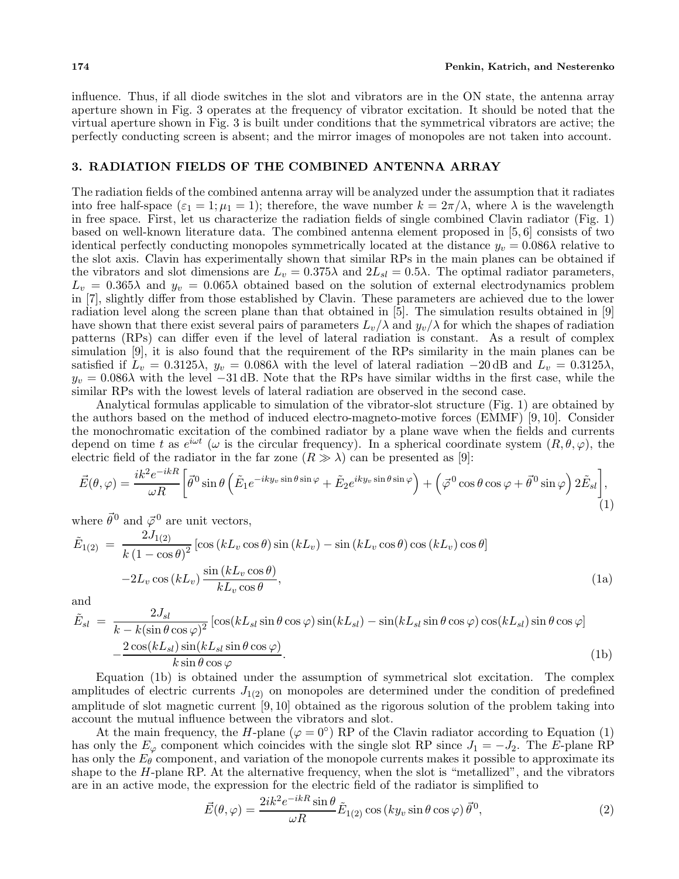influence. Thus, if all diode switches in the slot and vibrators are in the ON state, the antenna array aperture shown in Fig. 3 operates at the frequency of vibrator excitation. It should be noted that the virtual aperture shown in Fig. 3 is built under conditions that the symmetrical vibrators are active; the perfectly conducting screen is absent; and the mirror images of monopoles are not taken into account.

## 3. RADIATION FIELDS OF THE COMBINED ANTENNA ARRAY

The radiation fields of the combined antenna array will be analyzed under the assumption that it radiates into free half-space ($\varepsilon_1 = 1; \mu_1 = 1$); therefore, the wave number $k = 2\pi/\lambda$, where $\lambda$ is the wavelength in free space. First, let us characterize the radiation fields of single combined Clavin radiator (Fig. 1) based on well-known literature data. The combined antenna element proposed in [5, 6] consists of two identical perfectly conducting monopoles symmetrically located at the distance $y_v = 0.086\lambda$ relative to the slot axis. Clavin has experimentally shown that similar RPs in the main planes can be obtained if the vibrators and slot dimensions are $L_v = 0.375\lambda$ and $2L_{sl} = 0.5\lambda$. The optimal radiator parameters, $L_v = 0.365\lambda$ and $y_v = 0.065\lambda$ obtained based on the solution of external electrodynamics problem in [7], slightly differ from those established by Clavin. These parameters are achieved due to the lower radiation level along the screen plane than that obtained in [5]. The simulation results obtained in [9] have shown that there exist several pairs of parameters $L_v/\lambda$ and $y_v/\lambda$ for which the shapes of radiation patterns (RPs) can differ even if the level of lateral radiation is constant. As a result of complex simulation [9], it is also found that the requirement of the RPs similarity in the main planes can be satisfied if $L_v = 0.3125\lambda$, $y_v = 0.086\lambda$ with the level of lateral radiation $-20$ dB and $L_v = 0.3125\lambda$, $y_v = 0.086\lambda$ with the level $-31$ dB. Note that the RPs have similar widths in the first case, while the similar RPs with the lowest levels of lateral radiation are observed in the second case.

Analytical formulas applicable to simulation of the vibrator-slot structure (Fig. 1) are obtained by the authors based on the method of induced electro-magneto-motive forces (EMMF) [9, 10]. Consider the monochromatic excitation of the combined radiator by a plane wave when the fields and currents depend on time $t$ as $e^{i\omega t}$ ($\omega$ is the circular frequency). In a spherical coordinate system $(R, \theta, \varphi)$, the electric field of the radiator in the far zone ($R \gg \lambda$) can be presented as [9]:

$$\vec{E}(\theta,\varphi) = \frac{ik^2 e^{-ikR}}{\omega R}\left[\vec{\theta}^0 \sin\theta\left(\tilde{E}_1 e^{-iky_v \sin\theta\sin\varphi} + \tilde{E}_2 e^{iky_v\sin\theta\sin\varphi}\right) + \left(\vec{\varphi}^0\cos\theta\cos\varphi + \vec{\theta}^0\sin\varphi\right)2\tilde{E}_{sl}\right], \tag{1}$$

where $\vec{\theta}^0$ and $\vec{\varphi}^0$ are unit vectors,

$$\tilde{E}_{1(2)} = \frac{2J_{1(2)}}{k\left(1-\cos\theta\right)^2}\left[\cos\left(kL_v\cos\theta\right)\sin\left(kL_v\right) - \sin\left(kL_v\cos\theta\right)\cos\left(kL_v\right)\cos\theta\right] - 2L_v\cos\left(kL_v\right)\frac{\sin\left(kL_v\cos\theta\right)}{kL_v\cos\theta}, \tag{1a}$$

and

$$\tilde{E}_{sl} = \frac{2J_{sl}}{k - k(\sin\theta\cos\varphi)^2}\left[\cos(kL_{sl}\sin\theta\cos\varphi)\sin(kL_{sl}) - \sin(kL_{sl}\sin\theta\cos\varphi)\cos(kL_{sl})\sin\theta\cos\varphi\right] - \frac{2\cos(kL_{sl})\sin(kL_{sl}\sin\theta\cos\varphi)}{k\sin\theta\cos\varphi}. \tag{1b}$$

Equation (1b) is obtained under the assumption of symmetrical slot excitation. The complex amplitudes of electric currents $J_{1(2)}$ on monopoles are determined under the condition of predefined amplitude of slot magnetic current [9, 10] obtained as the rigorous solution of the problem taking into account the mutual influence between the vibrators and slot.

At the main frequency, the $H$-plane ($\varphi = 0^\circ$) RP of the Clavin radiator according to Equation (1) has only the $E_\varphi$ component which coincides with the single slot RP since $J_1 = -J_2$. The $E$-plane RP has only the $E_\theta$ component, and variation of the monopole currents makes it possible to approximate its shape to the $H$-plane RP. At the alternative frequency, when the slot is "metallized", and the vibrators are in an active mode, the expression for the electric field of the radiator is simplified to

$$\vec{E}(\theta,\varphi) = \frac{2ik^2 e^{-ikR}\sin\theta}{\omega R}\tilde{E}_{1(2)}\cos\left(ky_v\sin\theta\cos\varphi\right)\vec{\theta}^0, \tag{2}$$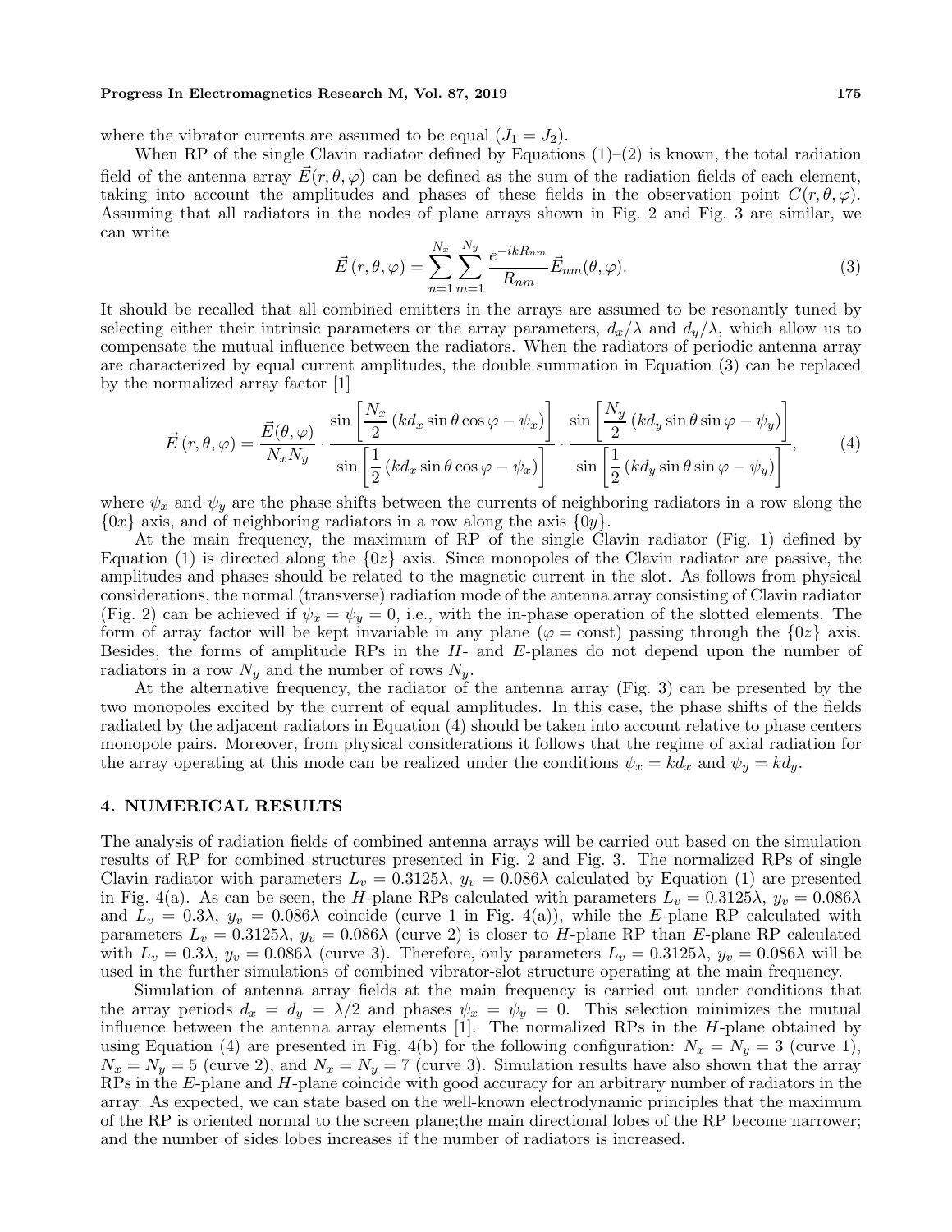where the vibrator currents are assumed to be equal ($J_1 = J_2$).

When RP of the single Clavin radiator defined by Equations (1)–(2) is known, the total radiation field of the antenna array $\vec{E}(r,\theta,\varphi)$ can be defined as the sum of the radiation fields of each element, taking into account the amplitudes and phases of these fields in the observation point $C(r,\theta,\varphi)$. Assuming that all radiators in the nodes of plane arrays shown in Fig. 2 and Fig. 3 are similar, we can write

$$\vec{E}\left(r,\theta,\varphi\right) = \sum_{n=1}^{N_x}\sum_{m=1}^{N_y}\frac{e^{-ikR_{nm}}}{R_{nm}}\vec{E}_{nm}(\theta,\varphi). \tag{3}$$

It should be recalled that all combined emitters in the arrays are assumed to be resonantly tuned by selecting either their intrinsic parameters or the array parameters, $d_x/\lambda$ and $d_y/\lambda$, which allow us to compensate the mutual influence between the radiators. When the radiators of periodic antenna array are characterized by equal current amplitudes, the double summation in Equation (3) can be replaced by the normalized array factor [1]

$$\vec{E}\left(r,\theta,\varphi\right) = \frac{\vec{E}(\theta,\varphi)}{N_x N_y}\cdot\frac{\sin\left[\dfrac{N_x}{2}\left(kd_x\sin\theta\cos\varphi-\psi_x\right)\right]}{\sin\left[\dfrac{1}{2}\left(kd_x\sin\theta\cos\varphi-\psi_x\right)\right]}\cdot\frac{\sin\left[\dfrac{N_y}{2}\left(kd_y\sin\theta\sin\varphi-\psi_y\right)\right]}{\sin\left[\dfrac{1}{2}\left(kd_y\sin\theta\sin\varphi-\psi_y\right)\right]}, \tag{4}$$

where $\psi_x$ and $\psi_y$ are the phase shifts between the currents of neighboring radiators in a row along the $\{0x\}$ axis, and of neighboring radiators in a row along the axis $\{0y\}$.

At the main frequency, the maximum of RP of the single Clavin radiator (Fig. 1) defined by Equation (1) is directed along the $\{0z\}$ axis. Since monopoles of the Clavin radiator are passive, the amplitudes and phases should be related to the magnetic current in the slot. As follows from physical considerations, the normal (transverse) radiation mode of the antenna array consisting of Clavin radiator (Fig. 2) can be achieved if $\psi_x = \psi_y = 0$, i.e., with the in-phase operation of the slotted elements. The form of array factor will be kept invariable in any plane ($\varphi = \text{const}$) passing through the $\{0z\}$ axis. Besides, the forms of amplitude RPs in the $H$- and $E$-planes do not depend upon the number of radiators in a row $N_y$ and the number of rows $N_y$.

At the alternative frequency, the radiator of the antenna array (Fig. 3) can be presented by the two monopoles excited by the current of equal amplitudes. In this case, the phase shifts of the fields radiated by the adjacent radiators in Equation (4) should be taken into account relative to phase centers monopole pairs. Moreover, from physical considerations it follows that the regime of axial radiation for the array operating at this mode can be realized under the conditions $\psi_x = kd_x$ and $\psi_y = kd_y$.

## 4. NUMERICAL RESULTS

The analysis of radiation fields of combined antenna arrays will be carried out based on the simulation results of RP for combined structures presented in Fig. 2 and Fig. 3. The normalized RPs of single Clavin radiator with parameters $L_v = 0.3125\lambda$, $y_v = 0.086\lambda$ calculated by Equation (1) are presented in Fig. 4(a). As can be seen, the $H$-plane RPs calculated with parameters $L_v = 0.3125\lambda$, $y_v = 0.086\lambda$ and $L_v = 0.3\lambda$, $y_v = 0.086\lambda$ coincide (curve 1 in Fig. 4(a)), while the $E$-plane RP calculated with parameters $L_v = 0.3125\lambda$, $y_v = 0.086\lambda$ (curve 2) is closer to $H$-plane RP than $E$-plane RP calculated with $L_v = 0.3\lambda$, $y_v = 0.086\lambda$ (curve 3). Therefore, only parameters $L_v = 0.3125\lambda$, $y_v = 0.086\lambda$ will be used in the further simulations of combined vibrator-slot structure operating at the main frequency.

Simulation of antenna array fields at the main frequency is carried out under conditions that the array periods $d_x = d_y = \lambda/2$ and phases $\psi_x = \psi_y = 0$. This selection minimizes the mutual influence between the antenna array elements [1]. The normalized RPs in the $H$-plane obtained by using Equation (4) are presented in Fig. 4(b) for the following configuration: $N_x = N_y = 3$ (curve 1), $N_x = N_y = 5$ (curve 2), and $N_x = N_y = 7$ (curve 3). Simulation results have also shown that the array RPs in the $E$-plane and $H$-plane coincide with good accuracy for an arbitrary number of radiators in the array. As expected, we can state based on the well-known electrodynamic principles that the maximum of the RP is oriented normal to the screen plane;the main directional lobes of the RP become narrower; and the number of sides lobes increases if the number of radiators is increased.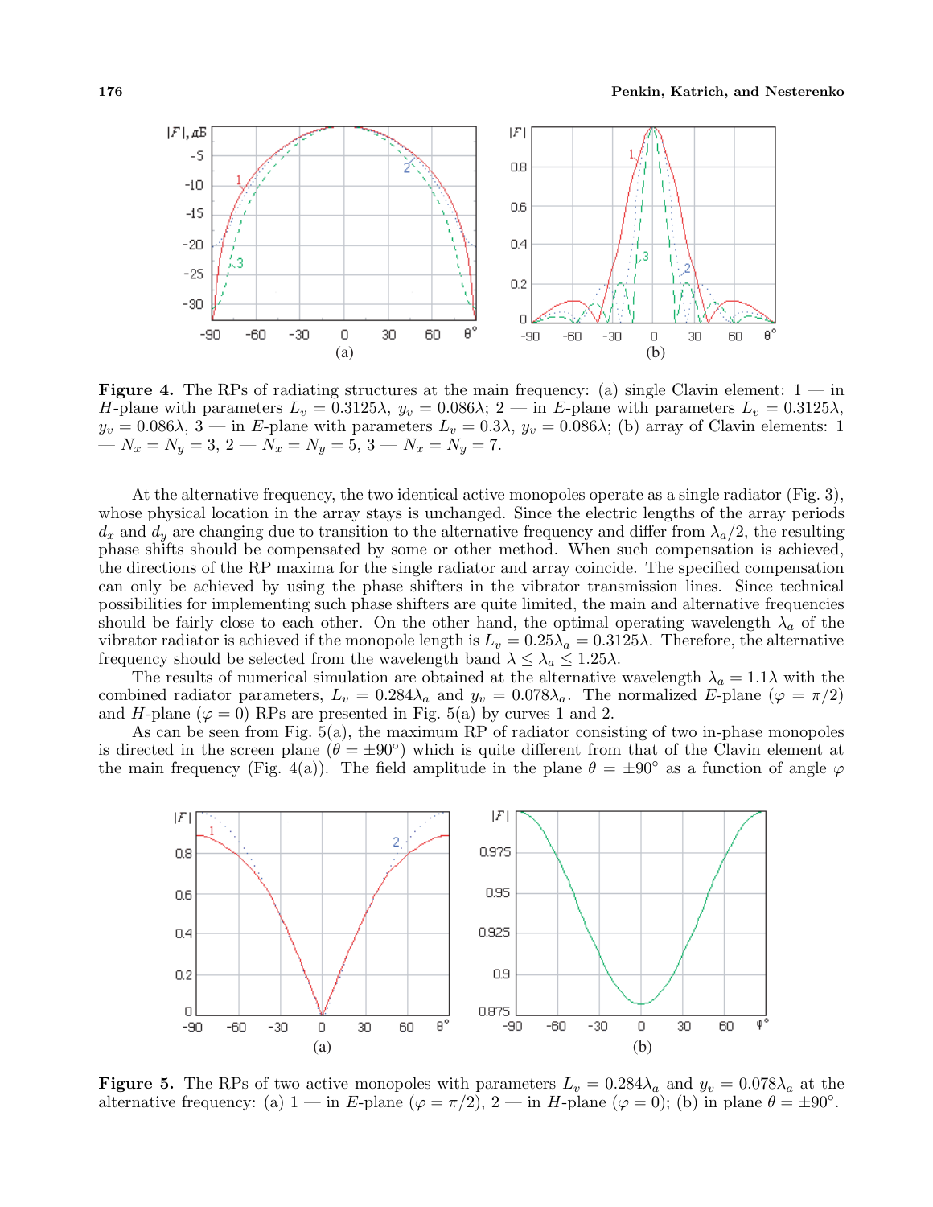**Figure 4.** The RPs of radiating structures at the main frequency: (a) single Clavin element: 1 — in $H$-plane with parameters $L_v = 0.3125\lambda$, $y_v = 0.086\lambda$; 2 — in $E$-plane with parameters $L_v = 0.3125\lambda$, $y_v = 0.086\lambda$, 3 — in $E$-plane with parameters $L_v = 0.3\lambda$, $y_v = 0.086\lambda$; (b) array of Clavin elements: 1 — $N_x = N_y = 3$, 2 — $N_x = N_y = 5$, 3 — $N_x = N_y = 7$.

At the alternative frequency, the two identical active monopoles operate as a single radiator (Fig. 3), whose physical location in the array stays is unchanged. Since the electric lengths of the array periods $d_x$ and $d_y$ are changing due to transition to the alternative frequency and differ from $\lambda_a/2$, the resulting phase shifts should be compensated by some or other method. When such compensation is achieved, the directions of the RP maxima for the single radiator and array coincide. The specified compensation can only be achieved by using the phase shifters in the vibrator transmission lines. Since technical possibilities for implementing such phase shifters are quite limited, the main and alternative frequencies should be fairly close to each other. On the other hand, the optimal operating wavelength $\lambda_a$ of the vibrator radiator is achieved if the monopole length is $L_v = 0.25\lambda_a = 0.3125\lambda$. Therefore, the alternative frequency should be selected from the wavelength band $\lambda \leq \lambda_a \leq 1.25\lambda$.

The results of numerical simulation are obtained at the alternative wavelength $\lambda_a = 1.1\lambda$ with the combined radiator parameters, $L_v = 0.284\lambda_a$ and $y_v = 0.078\lambda_a$. The normalized $E$-plane ($\varphi = \pi/2$) and $H$-plane ($\varphi = 0$) RPs are presented in Fig. 5(a) by curves 1 and 2.

As can be seen from Fig. 5(a), the maximum RP of radiator consisting of two in-phase monopoles is directed in the screen plane ($\theta = \pm 90°$) which is quite different from that of the Clavin element at the main frequency (Fig. 4(a)). The field amplitude in the plane $\theta = \pm 90°$ as a function of angle $\varphi$

**Figure 5.** The RPs of two active monopoles with parameters $L_v = 0.284\lambda_a$ and $y_v = 0.078\lambda_a$ at the alternative frequency: (a) 1 — in $E$-plane ($\varphi = \pi/2$), 2 — in $H$-plane ($\varphi = 0$); (b) in plane $\theta = \pm 90°$.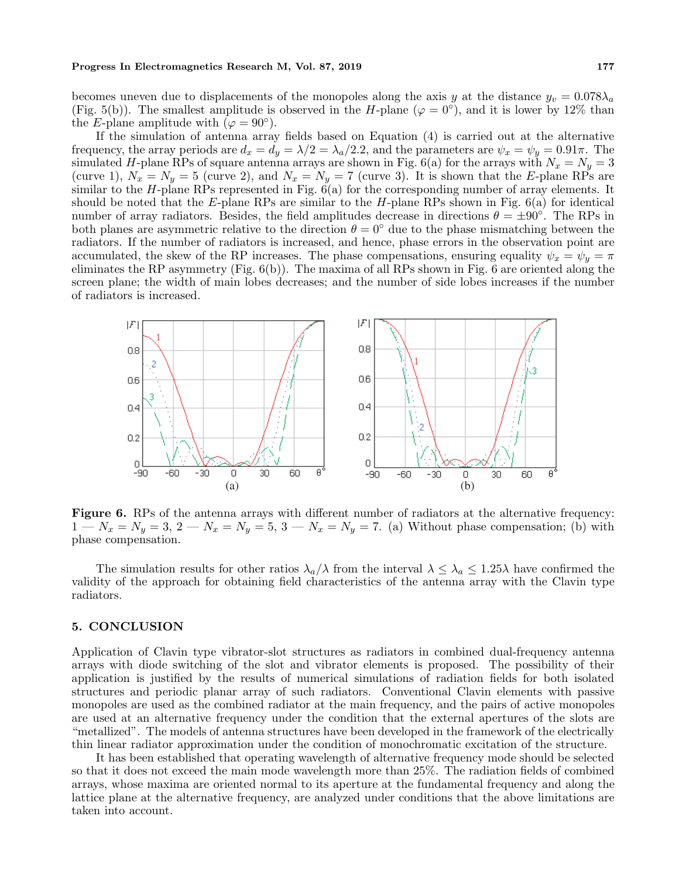becomes uneven due to displacements of the monopoles along the axis $y$ at the distance $y_v = 0.078\lambda_a$ (Fig. 5(b)). The smallest amplitude is observed in the $H$-plane ($\varphi = 0^\circ$), and it is lower by 12% than the $E$-plane amplitude with ($\varphi = 90^\circ$).

If the simulation of antenna array fields based on Equation (4) is carried out at the alternative frequency, the array periods are $d_x = d_y = \lambda/2 = \lambda_a/2.2$, and the parameters are $\psi_x = \psi_y = 0.91\pi$. The simulated $H$-plane RPs of square antenna arrays are shown in Fig. 6(a) for the arrays with $N_x = N_y = 3$ (curve 1), $N_x = N_y = 5$ (curve 2), and $N_x = N_y = 7$ (curve 3). It is shown that the $E$-plane RPs are similar to the $H$-plane RPs represented in Fig. 6(a) for the corresponding number of array elements. It should be noted that the $E$-plane RPs are similar to the $H$-plane RPs shown in Fig. 6(a) for identical number of array radiators. Besides, the field amplitudes decrease in directions $\theta = \pm 90^\circ$. The RPs in both planes are asymmetric relative to the direction $\theta = 0^\circ$ due to the phase mismatching between the radiators. If the number of radiators is increased, and hence, phase errors in the observation point are accumulated, the skew of the RP increases. The phase compensations, ensuring equality $\psi_x = \psi_y = \pi$ eliminates the RP asymmetry (Fig. 6(b)). The maxima of all RPs shown in Fig. 6 are oriented along the screen plane; the width of main lobes decreases; and the number of side lobes increases if the number of radiators is increased.

**Figure 6.** RPs of the antenna arrays with different number of radiators at the alternative frequency: 1 — $N_x = N_y = 3$, 2 — $N_x = N_y = 5$, 3 — $N_x = N_y = 7$. (a) Without phase compensation; (b) with phase compensation.

The simulation results for other ratios $\lambda_a/\lambda$ from the interval $\lambda \leq \lambda_a \leq 1.25\lambda$ have confirmed the validity of the approach for obtaining field characteristics of the antenna array with the Clavin type radiators.

## 5. CONCLUSION

Application of Clavin type vibrator-slot structures as radiators in combined dual-frequency antenna arrays with diode switching of the slot and vibrator elements is proposed. The possibility of their application is justified by the results of numerical simulations of radiation fields for both isolated structures and periodic planar array of such radiators. Conventional Clavin elements with passive monopoles are used as the combined radiator at the main frequency, and the pairs of active monopoles are used at an alternative frequency under the condition that the external apertures of the slots are "metallized". The models of antenna structures have been developed in the framework of the electrically thin linear radiator approximation under the condition of monochromatic excitation of the structure.

It has been established that operating wavelength of alternative frequency mode should be selected so that it does not exceed the main mode wavelength more than 25%. The radiation fields of combined arrays, whose maxima are oriented normal to its aperture at the fundamental frequency and along the lattice plane at the alternative frequency, are analyzed under conditions that the above limitations are taken into account.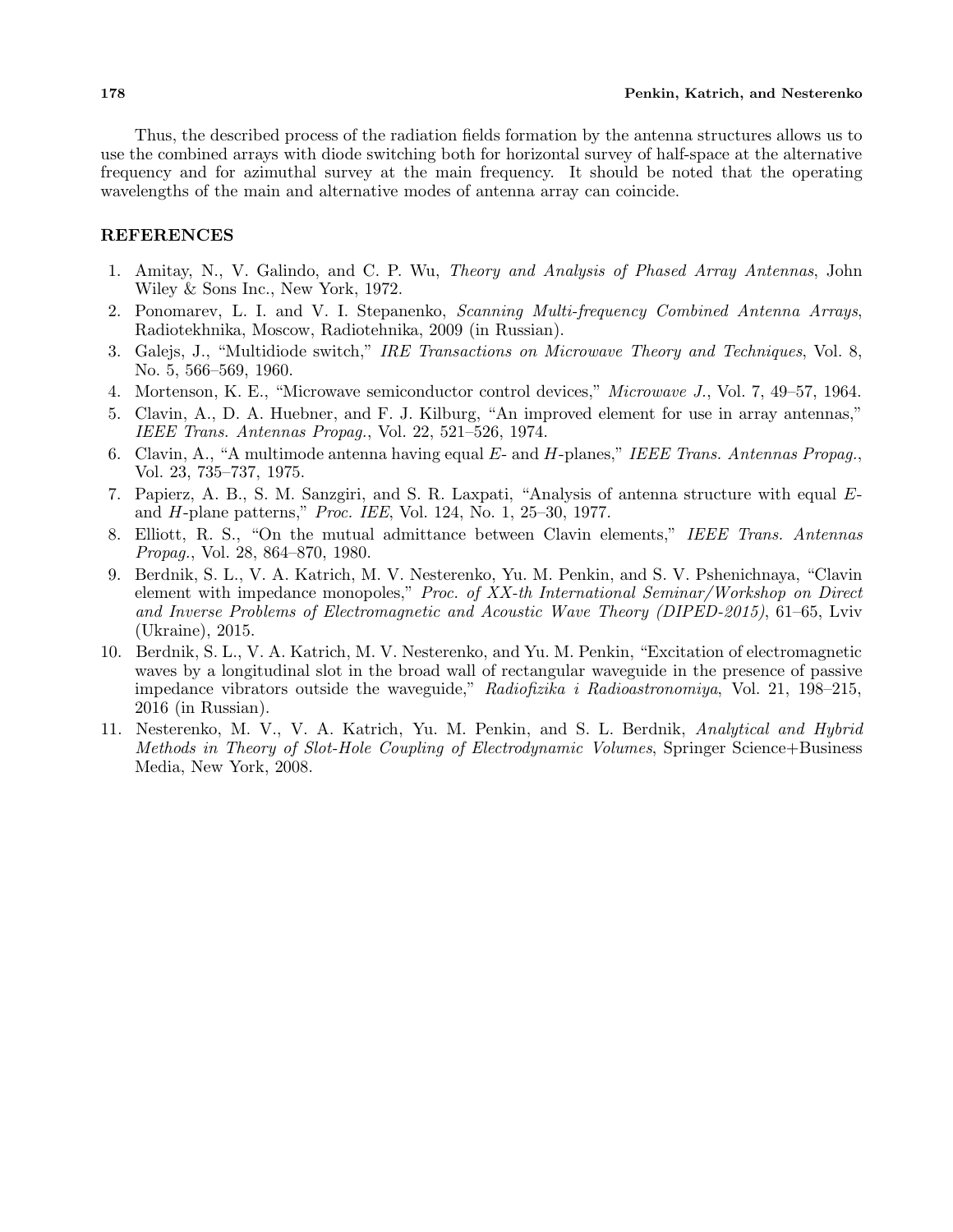Thus, the described process of the radiation fields formation by the antenna structures allows us to use the combined arrays with diode switching both for horizontal survey of half-space at the alternative frequency and for azimuthal survey at the main frequency. It should be noted that the operating wavelengths of the main and alternative modes of antenna array can coincide.

## REFERENCES

1. Amitay, N., V. Galindo, and C. P. Wu, *Theory and Analysis of Phased Array Antennas*, John Wiley & Sons Inc., New York, 1972.
2. Ponomarev, L. I. and V. I. Stepanenko, *Scanning Multi-frequency Combined Antenna Arrays*, Radiotekhnika, Moscow, Radiotehnika, 2009 (in Russian).
3. Galejs, J., "Multidiode switch," *IRE Transactions on Microwave Theory and Techniques*, Vol. 8, No. 5, 566–569, 1960.
4. Mortenson, K. E., "Microwave semiconductor control devices," *Microwave J.*, Vol. 7, 49–57, 1964.
5. Clavin, A., D. A. Huebner, and F. J. Kilburg, "An improved element for use in array antennas," *IEEE Trans. Antennas Propag.*, Vol. 22, 521–526, 1974.
6. Clavin, A., "A multimode antenna having equal *E*- and *H*-planes," *IEEE Trans. Antennas Propag.*, Vol. 23, 735–737, 1975.
7. Papierz, A. B., S. M. Sanzgiri, and S. R. Laxpati, "Analysis of antenna structure with equal *E*- and *H*-plane patterns," *Proc. IEE*, Vol. 124, No. 1, 25–30, 1977.
8. Elliott, R. S., "On the mutual admittance between Clavin elements," *IEEE Trans. Antennas Propag.*, Vol. 28, 864–870, 1980.
9. Berdnik, S. L., V. A. Katrich, M. V. Nesterenko, Yu. M. Penkin, and S. V. Pshenichnaya, "Clavin element with impedance monopoles," *Proc. of XX-th International Seminar/Workshop on Direct and Inverse Problems of Electromagnetic and Acoustic Wave Theory (DIPED-2015)*, 61–65, Lviv (Ukraine), 2015.
10. Berdnik, S. L., V. A. Katrich, M. V. Nesterenko, and Yu. M. Penkin, "Excitation of electromagnetic waves by a longitudinal slot in the broad wall of rectangular waveguide in the presence of passive impedance vibrators outside the waveguide," *Radiofizika i Radioastronomiya*, Vol. 21, 198–215, 2016 (in Russian).
11. Nesterenko, M. V., V. A. Katrich, Yu. M. Penkin, and S. L. Berdnik, *Analytical and Hybrid Methods in Theory of Slot-Hole Coupling of Electrodynamic Volumes*, Springer Science+Business Media, New York, 2008.